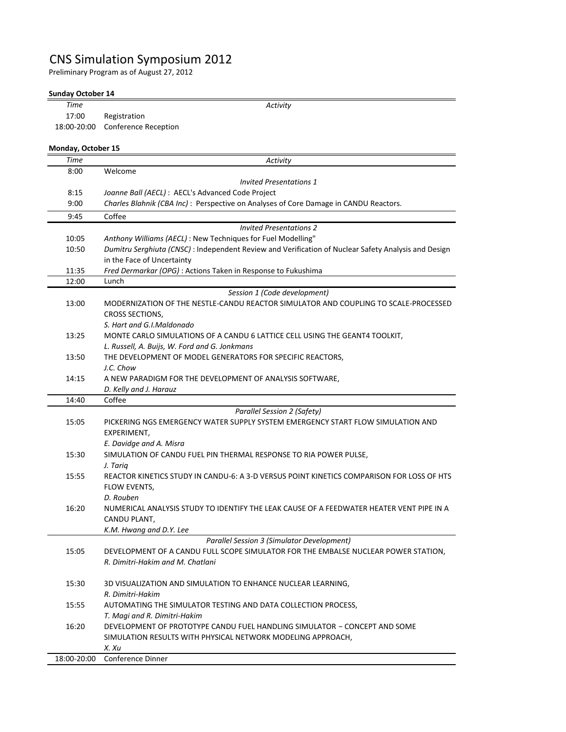# CNS Simulation Symposium 2012

Preliminary Program as of August 27, 2012

**Sunday October 14**

| *Time* | *Activity* |
|---|---|
| 17:00 | Registration |
| 18:00-20:00 | Conference Reception |

**Monday, October 15**

| *Time* | *Activity* |
|---|---|
| 8:00 | Welcome |
| | *Invited Presentations 1* |
| 8:15 | *Joanne Ball (AECL)* : AECL's Advanced Code Project |
| 9:00 | *Charles Blahnik (CBA Inc)* : Perspective on Analyses of Core Damage in CANDU Reactors. |
| 9:45 | Coffee |
| | *Invited Presentations 2* |
| 10:05 | *Anthony Williams (AECL)* : New Techniques for Fuel Modelling" |
| 10:50 | *Dumitru Serghiuta (CNSC)* : Independent Review and Verification of Nuclear Safety Analysis and Design in the Face of Uncertainty |
| 11:35 | *Fred Dermarkar (OPG)* : Actions Taken in Response to Fukushima |
| 12:00 | Lunch |
| | *Session 1 (Code development)* |
| 13:00 | MODERNIZATION OF THE NESTLE-CANDU REACTOR SIMULATOR AND COUPLING TO SCALE-PROCESSED CROSS SECTIONS, *S. Hart and G.I.Maldonado* |
| 13:25 | MONTE CARLO SIMULATIONS OF A CANDU 6 LATTICE CELL USING THE GEANT4 TOOLKIT, *L. Russell, A. Buijs, W. Ford and G. Jonkmans* |
| 13:50 | THE DEVELOPMENT OF MODEL GENERATORS FOR SPECIFIC REACTORS, *J.C. Chow* |
| 14:15 | A NEW PARADIGM FOR THE DEVELOPMENT OF ANALYSIS SOFTWARE, *D. Kelly and J. Harauz* |
| 14:40 | Coffee |
| | *Parallel Session 2 (Safety)* |
| 15:05 | PICKERING NGS EMERGENCY WATER SUPPLY SYSTEM EMERGENCY START FLOW SIMULATION AND EXPERIMENT, *E. Davidge and A. Misra* |
| 15:30 | SIMULATION OF CANDU FUEL PIN THERMAL RESPONSE TO RIA POWER PULSE, *J. Tariq* |
| 15:55 | REACTOR KINETICS STUDY IN CANDU-6: A 3-D VERSUS POINT KINETICS COMPARISON FOR LOSS OF HTS FLOW EVENTS, *D. Rouben* |
| 16:20 | NUMERICAL ANALYSIS STUDY TO IDENTIFY THE LEAK CAUSE OF A FEEDWATER HEATER VENT PIPE IN A CANDU PLANT, *K.M. Hwang and D.Y. Lee* |
| | *Parallel Session 3 (Simulator Development)* |
| 15:05 | DEVELOPMENT OF A CANDU FULL SCOPE SIMULATOR FOR THE EMBALSE NUCLEAR POWER STATION, *R. Dimitri-Hakim and M. Chatlani* |
| 15:30 | 3D VISUALIZATION AND SIMULATION TO ENHANCE NUCLEAR LEARNING, *R. Dimitri-Hakim* |
| 15:55 | AUTOMATING THE SIMULATOR TESTING AND DATA COLLECTION PROCESS, *T. Magi and R. Dimitri-Hakim* |
| 16:20 | DEVELOPMENT OF PROTOTYPE CANDU FUEL HANDLING SIMULATOR − CONCEPT AND SOME SIMULATION RESULTS WITH PHYSICAL NETWORK MODELING APPROACH, *X. Xu* |
| 18:00-20:00 | Conference Dinner |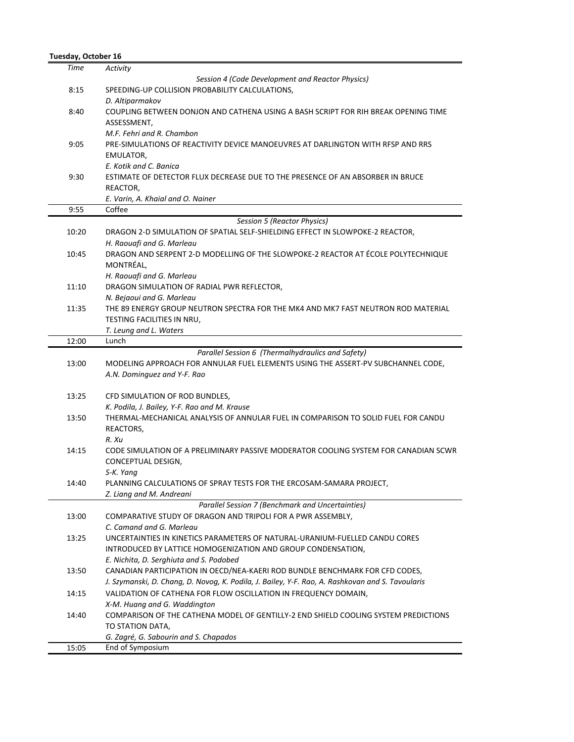**Tuesday, October 16**

| *Time* | *Activity* |
|---|---|
| | *Session 4 (Code Development and Reactor Physics)* |
| 8:15 | SPEEDING-UP COLLISION PROBABILITY CALCULATIONS,<br>*D. Altiparmakov* |
| 8:40 | COUPLING BETWEEN DONJON AND CATHENA USING A BASH SCRIPT FOR RIH BREAK OPENING TIME ASSESSMENT,<br>*M.F. Fehri and R. Chambon* |
| 9:05 | PRE-SIMULATIONS OF REACTIVITY DEVICE MANOEUVRES AT DARLINGTON WITH RFSP AND RRS EMULATOR,<br>*E. Kotik and C. Banica* |
| 9:30 | ESTIMATE OF DETECTOR FLUX DECREASE DUE TO THE PRESENCE OF AN ABSORBER IN BRUCE REACTOR,<br>*E. Varin, A. Khaial and O. Nainer* |
| 9:55 | Coffee |
| | *Session 5 (Reactor Physics)* |
| 10:20 | DRAGON 2-D SIMULATION OF SPATIAL SELF-SHIELDING EFFECT IN SLOWPOKE-2 REACTOR,<br>*H. Raouafi and G. Marleau* |
| 10:45 | DRAGON AND SERPENT 2-D MODELLING OF THE SLOWPOKE-2 REACTOR AT ÉCOLE POLYTECHNIQUE MONTRÉAL,<br>*H. Raouafi and G. Marleau* |
| 11:10 | DRAGON SIMULATION OF RADIAL PWR REFLECTOR,<br>*N. Bejaoui and G. Marleau* |
| 11:35 | THE 89 ENERGY GROUP NEUTRON SPECTRA FOR THE MK4 AND MK7 FAST NEUTRON ROD MATERIAL TESTING FACILITIES IN NRU,<br>*T. Leung and L. Waters* |
| 12:00 | Lunch |
| | *Parallel Session 6 (Thermalhydraulics and Safety)* |
| 13:00 | MODELING APPROACH FOR ANNULAR FUEL ELEMENTS USING THE ASSERT-PV SUBCHANNEL CODE,<br>*A.N. Dominguez and Y-F. Rao* |
| 13:25 | CFD SIMULATION OF ROD BUNDLES,<br>*K. Podila, J. Bailey, Y-F. Rao and M. Krause* |
| 13:50 | THERMAL-MECHANICAL ANALYSIS OF ANNULAR FUEL IN COMPARISON TO SOLID FUEL FOR CANDU REACTORS,<br>*R. Xu* |
| 14:15 | CODE SIMULATION OF A PRELIMINARY PASSIVE MODERATOR COOLING SYSTEM FOR CANADIAN SCWR CONCEPTUAL DESIGN,<br>*S-K. Yang* |
| 14:40 | PLANNING CALCULATIONS OF SPRAY TESTS FOR THE ERCOSAM-SAMARA PROJECT,<br>*Z. Liang and M. Andreani* |
| | *Parallel Session 7 (Benchmark and Uncertainties)* |
| 13:00 | COMPARATIVE STUDY OF DRAGON AND TRIPOLI FOR A PWR ASSEMBLY,<br>*C. Camand and G. Marleau* |
| 13:25 | UNCERTAINTIES IN KINETICS PARAMETERS OF NATURAL-URANIUM-FUELLED CANDU CORES INTRODUCED BY LATTICE HOMOGENIZATION AND GROUP CONDENSATION,<br>*E. Nichita, D. Serghiuta and S. Podobed* |
| 13:50 | CANADIAN PARTICIPATION IN OECD/NEA-KAERI ROD BUNDLE BENCHMARK FOR CFD CODES,<br>*J. Szymanski, D. Chang, D. Novog, K. Podila, J. Bailey, Y-F. Rao, A. Rashkovan and S. Tavoularis* |
| 14:15 | VALIDATION OF CATHENA FOR FLOW OSCILLATION IN FREQUENCY DOMAIN,<br>*X-M. Huang and G. Waddington* |
| 14:40 | COMPARISON OF THE CATHENA MODEL OF GENTILLY-2 END SHIELD COOLING SYSTEM PREDICTIONS TO STATION DATA,<br>*G. Zagré, G. Sabourin and S. Chapados* |
| 15:05 | End of Symposium |